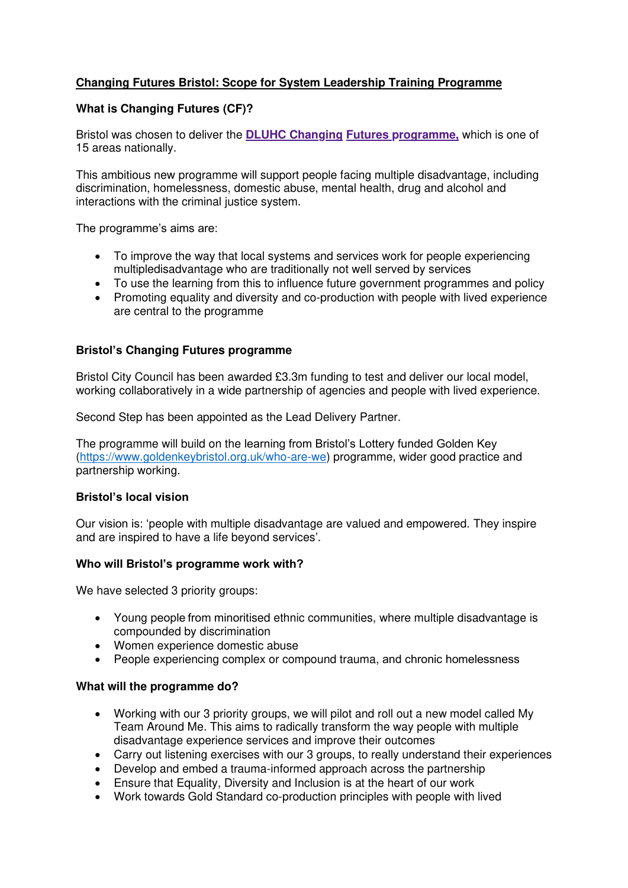**Changing Futures Bristol: Scope for System Leadership Training Programme**

**What is Changing Futures (CF)?**

Bristol was chosen to deliver the **DLUHC Changing Futures programme,** which is one of 15 areas nationally.

This ambitious new programme will support people facing multiple disadvantage, including discrimination, homelessness, domestic abuse, mental health, drug and alcohol and interactions with the criminal justice system.

The programme's aims are:

- To improve the way that local systems and services work for people experiencing multipledisadvantage who are traditionally not well served by services
- To use the learning from this to influence future government programmes and policy
- Promoting equality and diversity and co-production with people with lived experience are central to the programme

**Bristol's Changing Futures programme**

Bristol City Council has been awarded £3.3m funding to test and deliver our local model, working collaboratively in a wide partnership of agencies and people with lived experience.

Second Step has been appointed as the Lead Delivery Partner.

The programme will build on the learning from Bristol's Lottery funded Golden Key (https://www.goldenkeybristol.org.uk/who-are-we) programme, wider good practice and partnership working.

**Bristol's local vision**

Our vision is: 'people with multiple disadvantage are valued and empowered. They inspire and are inspired to have a life beyond services'.

**Who will Bristol's programme work with?**

We have selected 3 priority groups:

- Young people from minoritised ethnic communities, where multiple disadvantage is compounded by discrimination
- Women experience domestic abuse
- People experiencing complex or compound trauma, and chronic homelessness

**What will the programme do?**

- Working with our 3 priority groups, we will pilot and roll out a new model called My Team Around Me. This aims to radically transform the way people with multiple disadvantage experience services and improve their outcomes
- Carry out listening exercises with our 3 groups, to really understand their experiences
- Develop and embed a trauma-informed approach across the partnership
- Ensure that Equality, Diversity and Inclusion is at the heart of our work
- Work towards Gold Standard co-production principles with people with lived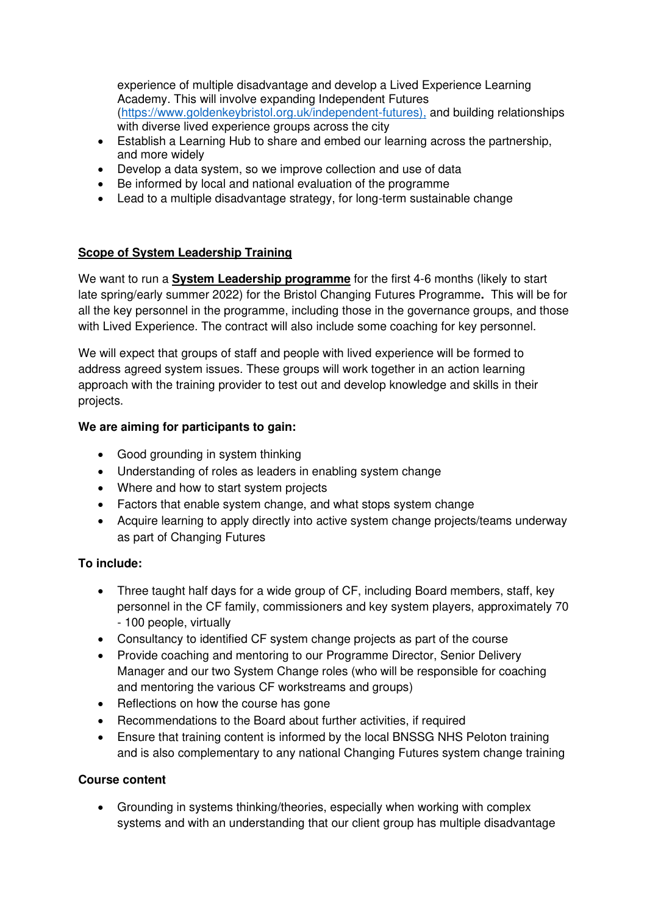experience of multiple disadvantage and develop a Lived Experience Learning Academy. This will involve expanding Independent Futures ([https://www.goldenkeybristol.org.uk/independent-futures),](https://www.goldenkeybristol.org.uk/independent-futures) and building relationships with diverse lived experience groups across the city

- Establish a Learning Hub to share and embed our learning across the partnership, and more widely
- Develop a data system, so we improve collection and use of data
- Be informed by local and national evaluation of the programme
- Lead to a multiple disadvantage strategy, for long-term sustainable change

## Scope of System Leadership Training

We want to run a **System Leadership programme** for the first 4-6 months (likely to start late spring/early summer 2022) for the Bristol Changing Futures Programme**.** This will be for all the key personnel in the programme, including those in the governance groups, and those with Lived Experience. The contract will also include some coaching for key personnel.

We will expect that groups of staff and people with lived experience will be formed to address agreed system issues. These groups will work together in an action learning approach with the training provider to test out and develop knowledge and skills in their projects.

**We are aiming for participants to gain:**

- Good grounding in system thinking
- Understanding of roles as leaders in enabling system change
- Where and how to start system projects
- Factors that enable system change, and what stops system change
- Acquire learning to apply directly into active system change projects/teams underway as part of Changing Futures

**To include:**

- Three taught half days for a wide group of CF, including Board members, staff, key personnel in the CF family, commissioners and key system players, approximately 70 - 100 people, virtually
- Consultancy to identified CF system change projects as part of the course
- Provide coaching and mentoring to our Programme Director, Senior Delivery Manager and our two System Change roles (who will be responsible for coaching and mentoring the various CF workstreams and groups)
- Reflections on how the course has gone
- Recommendations to the Board about further activities, if required
- Ensure that training content is informed by the local BNSSG NHS Peloton training and is also complementary to any national Changing Futures system change training

**Course content**

- Grounding in systems thinking/theories, especially when working with complex systems and with an understanding that our client group has multiple disadvantage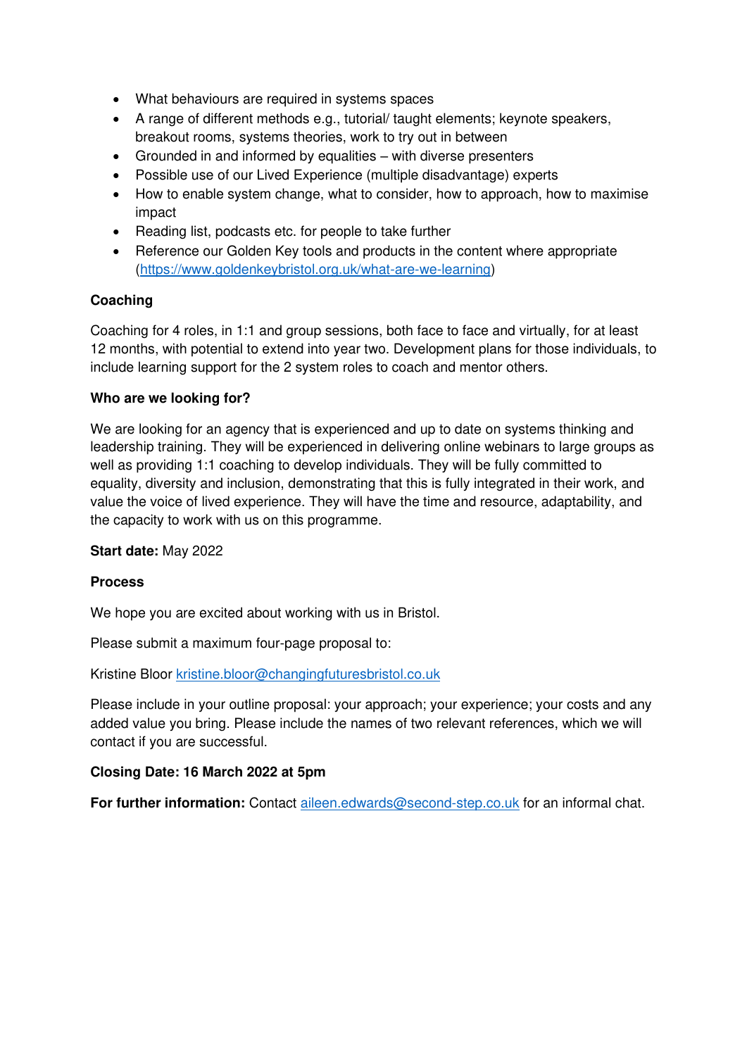- What behaviours are required in systems spaces
- A range of different methods e.g., tutorial/ taught elements; keynote speakers, breakout rooms, systems theories, work to try out in between
- Grounded in and informed by equalities – with diverse presenters
- Possible use of our Lived Experience (multiple disadvantage) experts
- How to enable system change, what to consider, how to approach, how to maximise impact
- Reading list, podcasts etc. for people to take further
- Reference our Golden Key tools and products in the content where appropriate (https://www.goldenkeybristol.org.uk/what-are-we-learning)

**Coaching**

Coaching for 4 roles, in 1:1 and group sessions, both face to face and virtually, for at least 12 months, with potential to extend into year two. Development plans for those individuals, to include learning support for the 2 system roles to coach and mentor others.

**Who are we looking for?**

We are looking for an agency that is experienced and up to date on systems thinking and leadership training. They will be experienced in delivering online webinars to large groups as well as providing 1:1 coaching to develop individuals. They will be fully committed to equality, diversity and inclusion, demonstrating that this is fully integrated in their work, and value the voice of lived experience. They will have the time and resource, adaptability, and the capacity to work with us on this programme.

**Start date:** May 2022

**Process**

We hope you are excited about working with us in Bristol.

Please submit a maximum four-page proposal to:

Kristine Bloor kristine.bloor@changingfuturesbristol.co.uk

Please include in your outline proposal: your approach; your experience; your costs and any added value you bring. Please include the names of two relevant references, which we will contact if you are successful.

**Closing Date: 16 March 2022 at 5pm**

**For further information:** Contact aileen.edwards@second-step.co.uk for an informal chat.